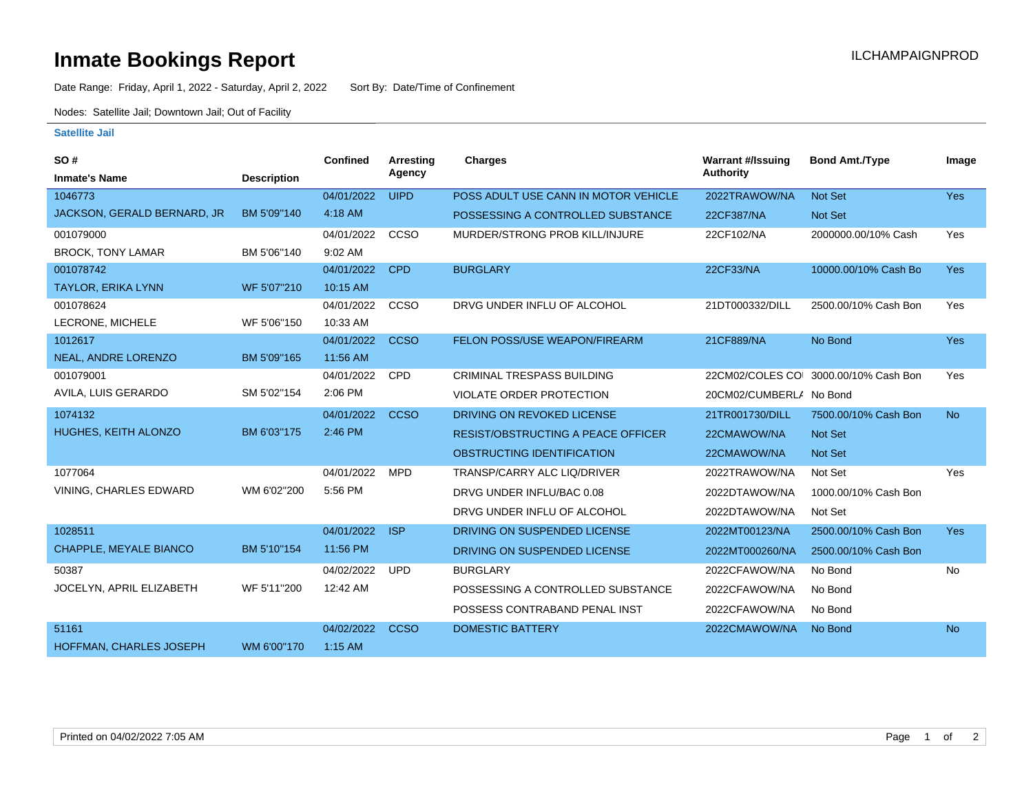# Inmate Bookings Report

ILCHAMPAIGNPROD

Date Range: Friday, April 1, 2022 - Saturday, April 2, 2022    Sort By: Date/Time of Confinement

Nodes: Satellite Jail; Downtown Jail; Out of Facility

### Satellite Jail

| SO # / Inmate's Name | Description | Confined | Arresting Agency | Charges | Warrant #/Issuing Authority | Bond Amt./Type | Image |
|---|---|---|---|---|---|---|---|
| 1046773 | | 04/01/2022 | UIPD | POSS ADULT USE CANN IN MOTOR VEHICLE | 2022TRAWOW/NA | Not Set | Yes |
| JACKSON, GERALD BERNARD, JR | BM 5'09"140 | 4:18 AM | | POSSESSING A CONTROLLED SUBSTANCE | 22CF387/NA | Not Set | |
| 001079000 | | 04/01/2022 | CCSO | MURDER/STRONG PROB KILL/INJURE | 22CF102/NA | 2000000.00/10% Cash | Yes |
| BROCK, TONY LAMAR | BM 5'06"140 | 9:02 AM | | | | | |
| 001078742 | | 04/01/2022 | CPD | BURGLARY | 22CF33/NA | 10000.00/10% Cash Bo | Yes |
| TAYLOR, ERIKA LYNN | WF 5'07"210 | 10:15 AM | | | | | |
| 001078624 | | 04/01/2022 | CCSO | DRVG UNDER INFLU OF ALCOHOL | 21DT000332/DILL | 2500.00/10% Cash Bon | Yes |
| LECRONE, MICHELE | WF 5'06"150 | 10:33 AM | | | | | |
| 1012617 | | 04/01/2022 | CCSO | FELON POSS/USE WEAPON/FIREARM | 21CF889/NA | No Bond | Yes |
| NEAL, ANDRE LORENZO | BM 5'09"165 | 11:56 AM | | | | | |
| 001079001 | | 04/01/2022 | CPD | CRIMINAL TRESPASS BUILDING | 22CM02/COLES CO | 3000.00/10% Cash Bon | Yes |
| AVILA, LUIS GERARDO | SM 5'02"154 | 2:06 PM | | VIOLATE ORDER PROTECTION | 20CM02/CUMBERLA | No Bond | |
| 1074132 | | 04/01/2022 | CCSO | DRIVING ON REVOKED LICENSE | 21TR001730/DILL | 7500.00/10% Cash Bon | No |
| HUGHES, KEITH ALONZO | BM 6'03"175 | 2:46 PM | | RESIST/OBSTRUCTING A PEACE OFFICER | 22CMAWOW/NA | Not Set | |
| | | | | OBSTRUCTING IDENTIFICATION | 22CMAWOW/NA | Not Set | |
| 1077064 | | 04/01/2022 | MPD | TRANSP/CARRY ALC LIQ/DRIVER | 2022TRAWOW/NA | Not Set | Yes |
| VINING, CHARLES EDWARD | WM 6'02"200 | 5:56 PM | | DRVG UNDER INFLU/BAC 0.08 | 2022DTAWOW/NA | 1000.00/10% Cash Bon | |
| | | | | DRVG UNDER INFLU OF ALCOHOL | 2022DTAWOW/NA | Not Set | |
| 1028511 | | 04/01/2022 | ISP | DRIVING ON SUSPENDED LICENSE | 2022MT00123/NA | 2500.00/10% Cash Bon | Yes |
| CHAPPLE, MEYALE BIANCO | BM 5'10"154 | 11:56 PM | | DRIVING ON SUSPENDED LICENSE | 2022MT000260/NA | 2500.00/10% Cash Bon | |
| 50387 | | 04/02/2022 | UPD | BURGLARY | 2022CFAWOW/NA | No Bond | No |
| JOCELYN, APRIL ELIZABETH | WF 5'11"200 | 12:42 AM | | POSSESSING A CONTROLLED SUBSTANCE | 2022CFAWOW/NA | No Bond | |
| | | | | POSSESS CONTRABAND PENAL INST | 2022CFAWOW/NA | No Bond | |
| 51161 | | 04/02/2022 | CCSO | DOMESTIC BATTERY | 2022CMAWOW/NA | No Bond | No |
| HOFFMAN, CHARLES JOSEPH | WM 6'00"170 | 1:15 AM | | | | | |

Printed on 04/02/2022 7:05 AM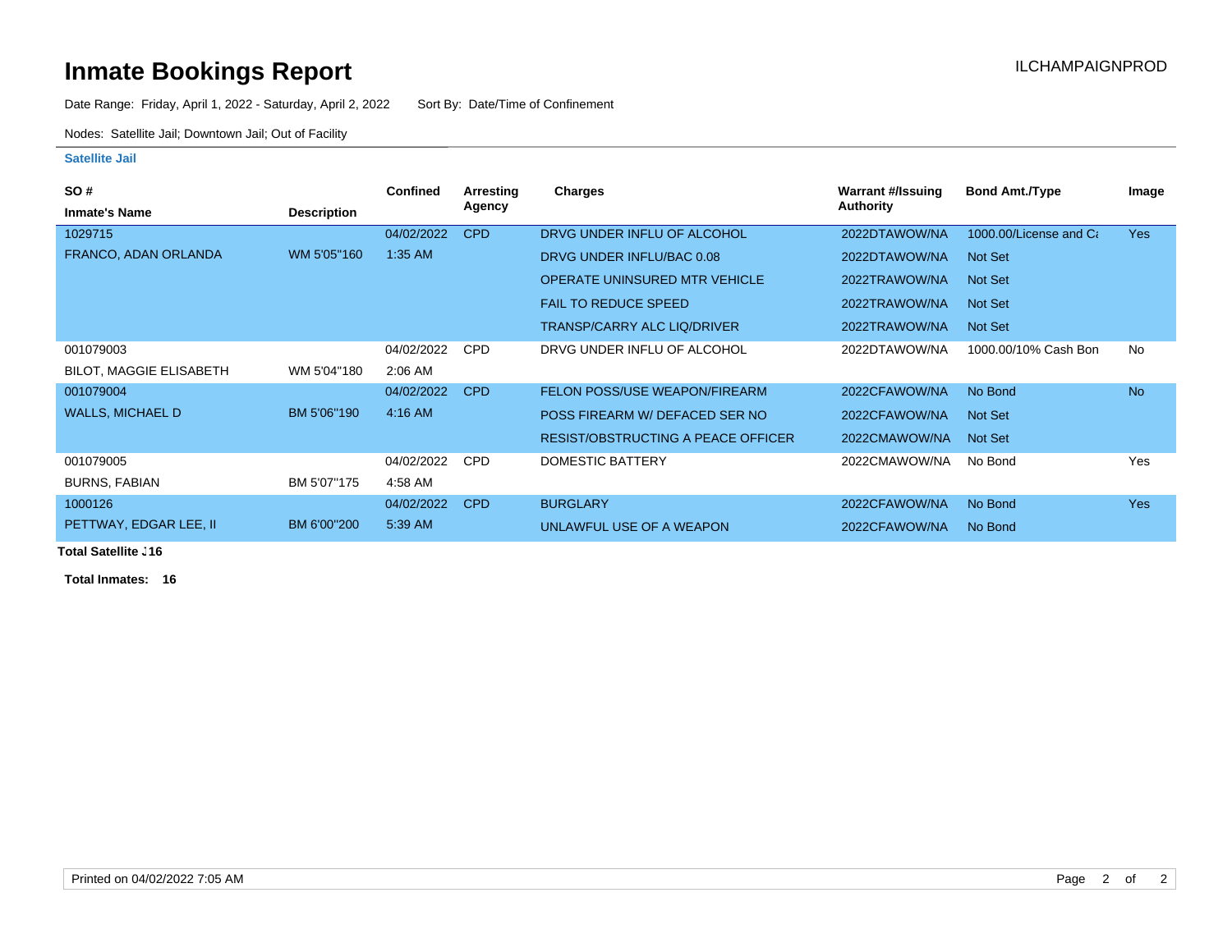# Inmate Bookings Report

ILCHAMPAIGNPROD

Date Range: Friday, April 1, 2022 - Saturday, April 2, 2022    Sort By: Date/Time of Confinement

Nodes: Satellite Jail; Downtown Jail; Out of Facility

### Satellite Jail

| SO # / Inmate's Name | Description | Confined | Arresting Agency | Charges | Warrant #/Issuing Authority | Bond Amt./Type | Image |
|---|---|---|---|---|---|---|---|
| 1029715 | | 04/02/2022 | CPD | DRVG UNDER INFLU OF ALCOHOL | 2022DTAWOW/NA | 1000.00/License and Ca | Yes |
| FRANCO, ADAN ORLANDA | WM 5'05"160 | 1:35 AM | | DRVG UNDER INFLU/BAC 0.08 | 2022DTAWOW/NA | Not Set | |
| | | | | OPERATE UNINSURED MTR VEHICLE | 2022TRAWOW/NA | Not Set | |
| | | | | FAIL TO REDUCE SPEED | 2022TRAWOW/NA | Not Set | |
| | | | | TRANSP/CARRY ALC LIQ/DRIVER | 2022TRAWOW/NA | Not Set | |
| 001079003 | | 04/02/2022 | CPD | DRVG UNDER INFLU OF ALCOHOL | 2022DTAWOW/NA | 1000.00/10% Cash Bon | No |
| BILOT, MAGGIE ELISABETH | WM 5'04"180 | 2:06 AM | | | | | |
| 001079004 | | 04/02/2022 | CPD | FELON POSS/USE WEAPON/FIREARM | 2022CFAWOW/NA | No Bond | No |
| WALLS, MICHAEL D | BM 5'06"190 | 4:16 AM | | POSS FIREARM W/ DEFACED SER NO | 2022CFAWOW/NA | Not Set | |
| | | | | RESIST/OBSTRUCTING A PEACE OFFICER | 2022CMAWOW/NA | Not Set | |
| 001079005 | | 04/02/2022 | CPD | DOMESTIC BATTERY | 2022CMAWOW/NA | No Bond | Yes |
| BURNS, FABIAN | BM 5'07"175 | 4:58 AM | | | | | |
| 1000126 | | 04/02/2022 | CPD | BURGLARY | 2022CFAWOW/NA | No Bond | Yes |
| PETTWAY, EDGAR LEE, II | BM 6'00"200 | 5:39 AM | | UNLAWFUL USE OF A WEAPON | 2022CFAWOW/NA | No Bond | |

**Total Satellite J 16**

**Total Inmates: 16**

Printed on 04/02/2022 7:05 AM